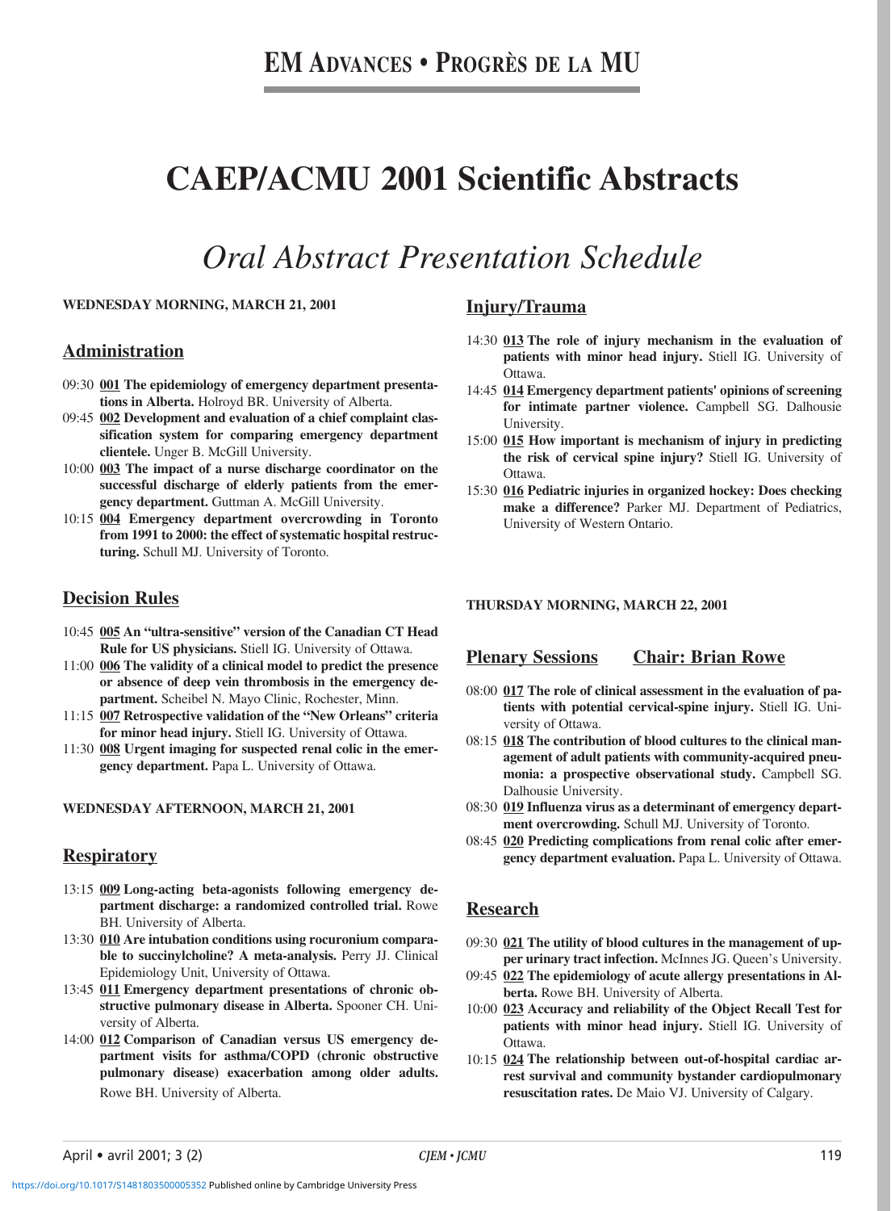# EM Advances • Progrès de la MU

# CAEP/ACMU 2001 Scientific Abstracts

## *Oral Abstract Presentation Schedule*

**WEDNESDAY MORNING, MARCH 21, 2001**

### Administration

09:30 **001 The epidemiology of emergency department presentations in Alberta.** Holroyd BR. University of Alberta.

09:45 **002 Development and evaluation of a chief complaint classification system for comparing emergency department clientele.** Unger B. McGill University.

10:00 **003 The impact of a nurse discharge coordinator on the successful discharge of elderly patients from the emergency department.** Guttman A. McGill University.

10:15 **004 Emergency department overcrowding in Toronto from 1991 to 2000: the effect of systematic hospital restructuring.** Schull MJ. University of Toronto.

### Decision Rules

10:45 **005 An "ultra-sensitive" version of the Canadian CT Head Rule for US physicians.** Stiell IG. University of Ottawa.

11:00 **006 The validity of a clinical model to predict the presence or absence of deep vein thrombosis in the emergency department.** Scheibel N. Mayo Clinic, Rochester, Minn.

11:15 **007 Retrospective validation of the "New Orleans" criteria for minor head injury.** Stiell IG. University of Ottawa.

11:30 **008 Urgent imaging for suspected renal colic in the emergency department.** Papa L. University of Ottawa.

**WEDNESDAY AFTERNOON, MARCH 21, 2001**

### Respiratory

13:15 **009 Long-acting beta-agonists following emergency department discharge: a randomized controlled trial.** Rowe BH. University of Alberta.

13:30 **010 Are intubation conditions using rocuronium comparable to succinylcholine? A meta-analysis.** Perry JJ. Clinical Epidemiology Unit, University of Ottawa.

13:45 **011 Emergency department presentations of chronic obstructive pulmonary disease in Alberta.** Spooner CH. University of Alberta.

14:00 **012 Comparison of Canadian versus US emergency department visits for asthma/COPD (chronic obstructive pulmonary disease) exacerbation among older adults.** Rowe BH. University of Alberta.

### Injury/Trauma

14:30 **013 The role of injury mechanism in the evaluation of patients with minor head injury.** Stiell IG. University of Ottawa.

14:45 **014 Emergency department patients' opinions of screening for intimate partner violence.** Campbell SG. Dalhousie University.

15:00 **015 How important is mechanism of injury in predicting the risk of cervical spine injury?** Stiell IG. University of Ottawa.

15:30 **016 Pediatric injuries in organized hockey: Does checking make a difference?** Parker MJ. Department of Pediatrics, University of Western Ontario.

**THURSDAY MORNING, MARCH 22, 2001**

### Plenary Sessions — Chair: Brian Rowe

08:00 **017 The role of clinical assessment in the evaluation of patients with potential cervical-spine injury.** Stiell IG. University of Ottawa.

08:15 **018 The contribution of blood cultures to the clinical management of adult patients with community-acquired pneumonia: a prospective observational study.** Campbell SG. Dalhousie University.

08:30 **019 Influenza virus as a determinant of emergency department overcrowding.** Schull MJ. University of Toronto.

08:45 **020 Predicting complications from renal colic after emergency department evaluation.** Papa L. University of Ottawa.

### Research

09:30 **021 The utility of blood cultures in the management of upper urinary tract infection.** McInnes JG. Queen's University.

09:45 **022 The epidemiology of acute allergy presentations in Alberta.** Rowe BH. University of Alberta.

10:00 **023 Accuracy and reliability of the Object Recall Test for patients with minor head injury.** Stiell IG. University of Ottawa.

10:15 **024 The relationship between out-of-hospital cardiac arrest survival and community bystander cardiopulmonary resuscitation rates.** De Maio VJ. University of Calgary.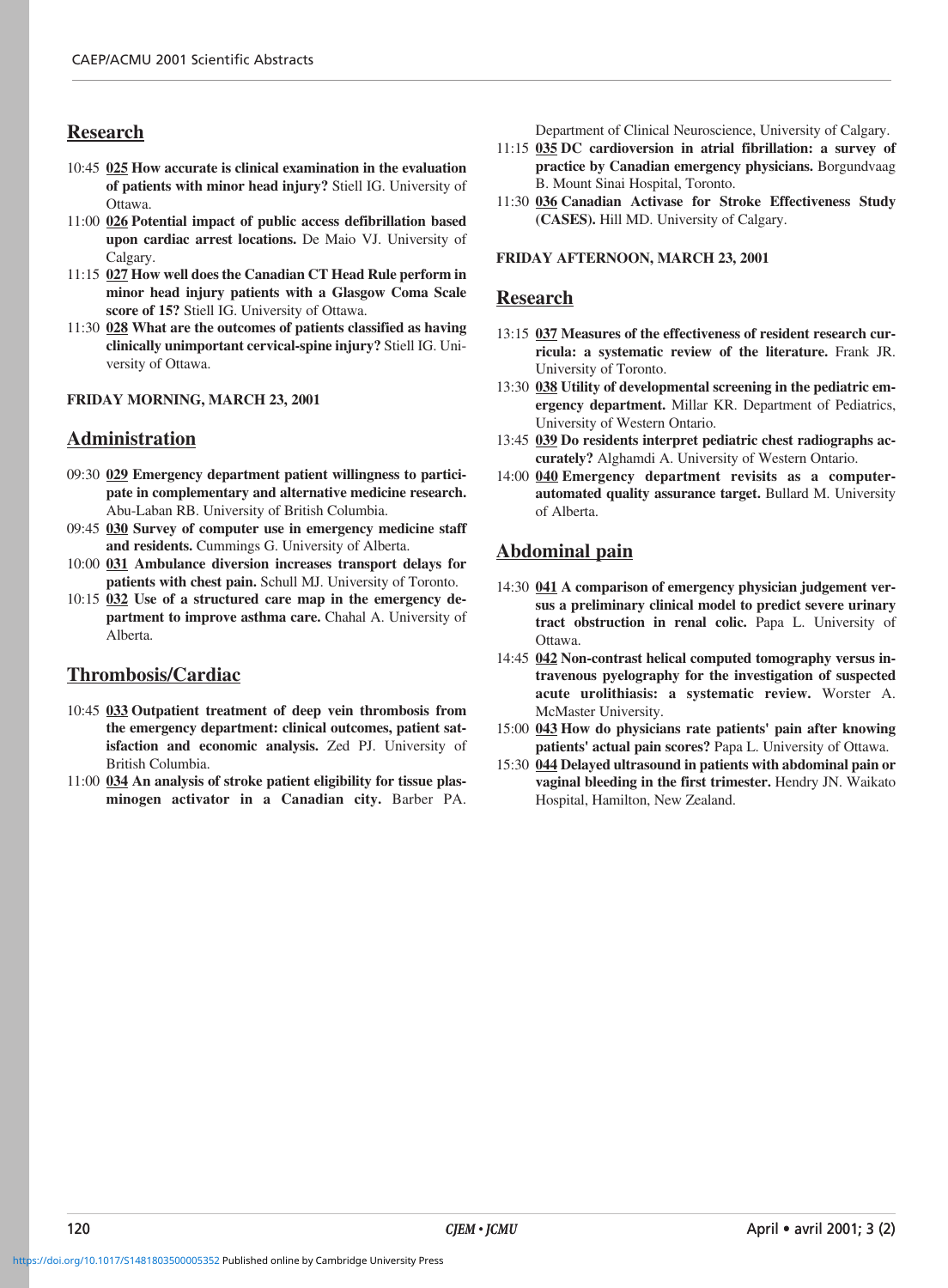## Research

10:45 **025 How accurate is clinical examination in the evaluation of patients with minor head injury?** Stiell IG. University of Ottawa.

11:00 **026 Potential impact of public access defibrillation based upon cardiac arrest locations.** De Maio VJ. University of Calgary.

11:15 **027 How well does the Canadian CT Head Rule perform in minor head injury patients with a Glasgow Coma Scale score of 15?** Stiell IG. University of Ottawa.

11:30 **028 What are the outcomes of patients classified as having clinically unimportant cervical-spine injury?** Stiell IG. University of Ottawa.

**FRIDAY MORNING, MARCH 23, 2001**

## Administration

09:30 **029 Emergency department patient willingness to participate in complementary and alternative medicine research.** Abu-Laban RB. University of British Columbia.

09:45 **030 Survey of computer use in emergency medicine staff and residents.** Cummings G. University of Alberta.

10:00 **031 Ambulance diversion increases transport delays for patients with chest pain.** Schull MJ. University of Toronto.

10:15 **032 Use of a structured care map in the emergency department to improve asthma care.** Chahal A. University of Alberta.

## Thrombosis/Cardiac

10:45 **033 Outpatient treatment of deep vein thrombosis from the emergency department: clinical outcomes, patient satisfaction and economic analysis.** Zed PJ. University of British Columbia.

11:00 **034 An analysis of stroke patient eligibility for tissue plasminogen activator in a Canadian city.** Barber PA. Department of Clinical Neuroscience, University of Calgary.

11:15 **035 DC cardioversion in atrial fibrillation: a survey of practice by Canadian emergency physicians.** Borgundvaag B. Mount Sinai Hospital, Toronto.

11:30 **036 Canadian Activase for Stroke Effectiveness Study (CASES).** Hill MD. University of Calgary.

**FRIDAY AFTERNOON, MARCH 23, 2001**

## Research

13:15 **037 Measures of the effectiveness of resident research curricula: a systematic review of the literature.** Frank JR. University of Toronto.

13:30 **038 Utility of developmental screening in the pediatric emergency department.** Millar KR. Department of Pediatrics, University of Western Ontario.

13:45 **039 Do residents interpret pediatric chest radiographs accurately?** Alghamdi A. University of Western Ontario.

14:00 **040 Emergency department revisits as a computer-automated quality assurance target.** Bullard M. University of Alberta.

## Abdominal pain

14:30 **041 A comparison of emergency physician judgement versus a preliminary clinical model to predict severe urinary tract obstruction in renal colic.** Papa L. University of Ottawa.

14:45 **042 Non-contrast helical computed tomography versus intravenous pyelography for the investigation of suspected acute urolithiasis: a systematic review.** Worster A. McMaster University.

15:00 **043 How do physicians rate patients' pain after knowing patients' actual pain scores?** Papa L. University of Ottawa.

15:30 **044 Delayed ultrasound in patients with abdominal pain or vaginal bleeding in the first trimester.** Hendry JN. Waikato Hospital, Hamilton, New Zealand.